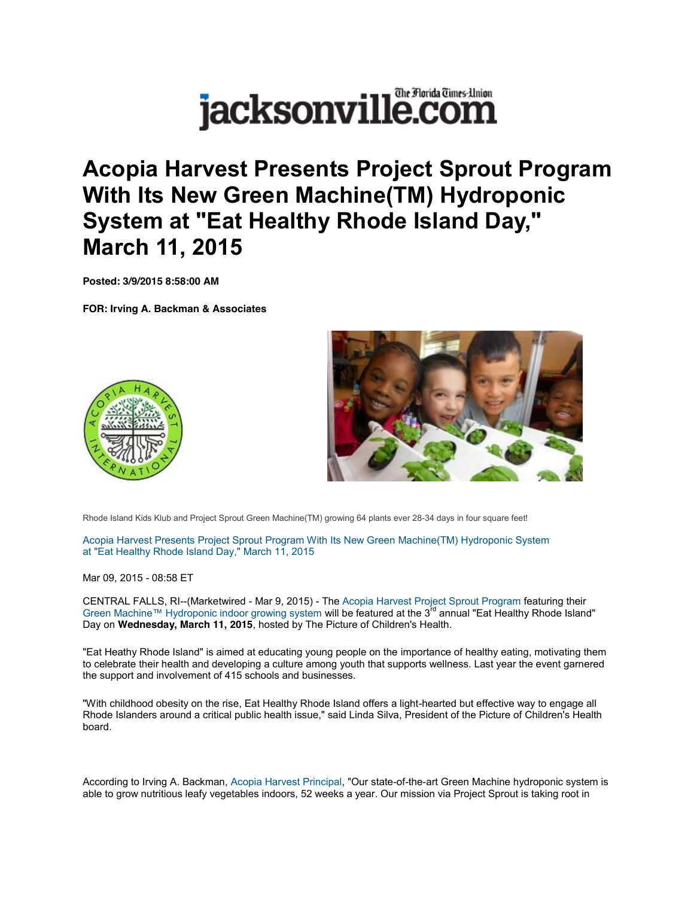jacksonville.com The Florida Times-Union

# Acopia Harvest Presents Project Sprout Program With Its New Green Machine(TM) Hydroponic System at "Eat Healthy Rhode Island Day," March 11, 2015

**Posted: 3/9/2015 8:58:00 AM**

**FOR: Irving A. Backman & Associates**

Rhode Island Kids Klub and Project Sprout Green Machine(TM) growing 64 plants ever 28-34 days in four square feet!

Acopia Harvest Presents Project Sprout Program With Its New Green Machine(TM) Hydroponic System at "Eat Healthy Rhode Island Day," March 11, 2015

Mar 09, 2015 - 08:58 ET

CENTRAL FALLS, RI--(Marketwired - Mar 9, 2015) - The Acopia Harvest Project Sprout Program featuring their Green Machine™ Hydroponic indoor growing system will be featured at the 3rd annual "Eat Healthy Rhode Island" Day on **Wednesday, March 11, 2015**, hosted by The Picture of Children's Health.

"Eat Heathy Rhode Island" is aimed at educating young people on the importance of healthy eating, motivating them to celebrate their health and developing a culture among youth that supports wellness. Last year the event garnered the support and involvement of 415 schools and businesses.

"With childhood obesity on the rise, Eat Healthy Rhode Island offers a light-hearted but effective way to engage all Rhode Islanders around a critical public health issue," said Linda Silva, President of the Picture of Children's Health board.

According to Irving A. Backman, Acopia Harvest Principal, "Our state-of-the-art Green Machine hydroponic system is able to grow nutritious leafy vegetables indoors, 52 weeks a year. Our mission via Project Sprout is taking root in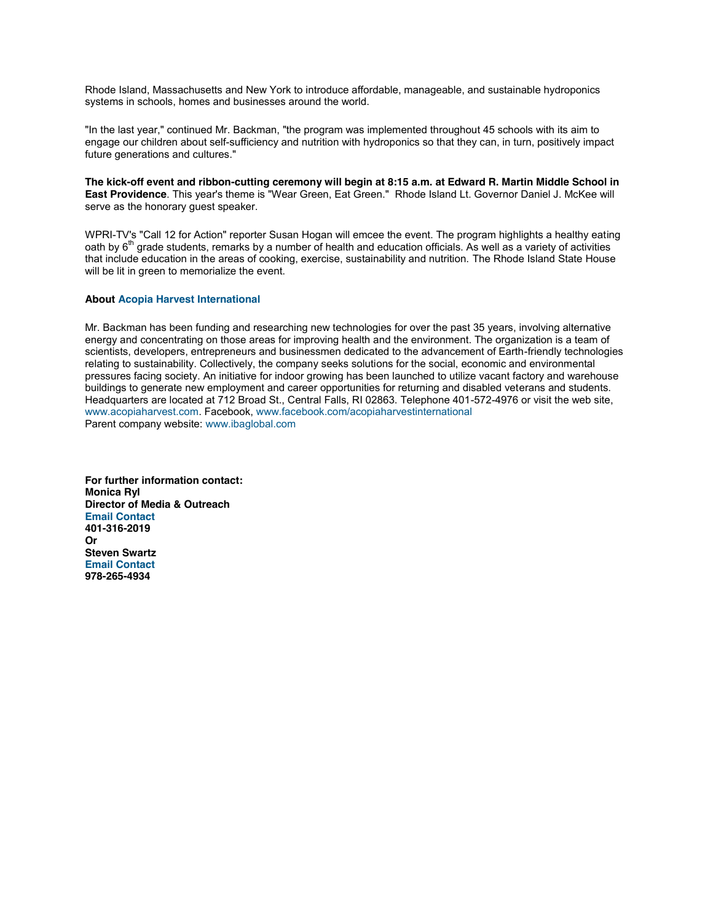Rhode Island, Massachusetts and New York to introduce affordable, manageable, and sustainable hydroponics systems in schools, homes and businesses around the world.

"In the last year," continued Mr. Backman, "the program was implemented throughout 45 schools with its aim to engage our children about self-sufficiency and nutrition with hydroponics so that they can, in turn, positively impact future generations and cultures."

**The kick-off event and ribbon-cutting ceremony will begin at 8:15 a.m. at Edward R. Martin Middle School in East Providence**. This year's theme is "Wear Green, Eat Green." Rhode Island Lt. Governor Daniel J. McKee will serve as the honorary guest speaker.

WPRI-TV's "Call 12 for Action" reporter Susan Hogan will emcee the event. The program highlights a healthy eating oath by 6th grade students, remarks by a number of health and education officials. As well as a variety of activities that include education in the areas of cooking, exercise, sustainability and nutrition. The Rhode Island State House will be lit in green to memorialize the event.

**About Acopia Harvest International**

Mr. Backman has been funding and researching new technologies for over the past 35 years, involving alternative energy and concentrating on those areas for improving health and the environment. The organization is a team of scientists, developers, entrepreneurs and businessmen dedicated to the advancement of Earth-friendly technologies relating to sustainability. Collectively, the company seeks solutions for the social, economic and environmental pressures facing society. An initiative for indoor growing has been launched to utilize vacant factory and warehouse buildings to generate new employment and career opportunities for returning and disabled veterans and students. Headquarters are located at 712 Broad St., Central Falls, RI 02863. Telephone 401-572-4976 or visit the web site, www.acopiaharvest.com. Facebook, www.facebook.com/acopiaharvestinternational
Parent company website: www.ibaglobal.com

**For further information contact:**
**Monica Ryl**
**Director of Media & Outreach**
**Email Contact**
**401-316-2019**
**Or**
**Steven Swartz**
**Email Contact**
**978-265-4934**